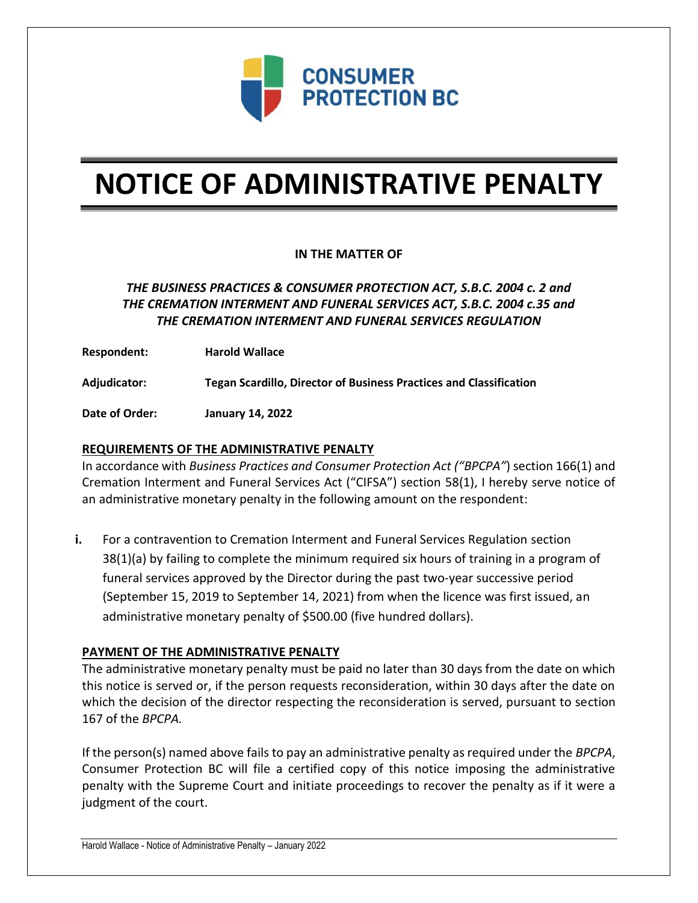CONSUMER PROTECTION BC

# NOTICE OF ADMINISTRATIVE PENALTY

**IN THE MATTER OF**

***THE BUSINESS PRACTICES & CONSUMER PROTECTION ACT, S.B.C. 2004 c. 2 and THE CREMATION INTERMENT AND FUNERAL SERVICES ACT, S.B.C. 2004 c.35 and THE CREMATION INTERMENT AND FUNERAL SERVICES REGULATION***

**Respondent:** **Harold Wallace**

**Adjudicator:** **Tegan Scardillo, Director of Business Practices and Classification**

**Date of Order:** **January 14, 2022**

## REQUIREMENTS OF THE ADMINISTRATIVE PENALTY

In accordance with *Business Practices and Consumer Protection Act ("BPCPA"*) section 166(1) and Cremation Interment and Funeral Services Act ("CIFSA") section 58(1), I hereby serve notice of an administrative monetary penalty in the following amount on the respondent:

**i.** For a contravention to Cremation Interment and Funeral Services Regulation section 38(1)(a) by failing to complete the minimum required six hours of training in a program of funeral services approved by the Director during the past two-year successive period (September 15, 2019 to September 14, 2021) from when the licence was first issued, an administrative monetary penalty of $500.00 (five hundred dollars).

## PAYMENT OF THE ADMINISTRATIVE PENALTY

The administrative monetary penalty must be paid no later than 30 days from the date on which this notice is served or, if the person requests reconsideration, within 30 days after the date on which the decision of the director respecting the reconsideration is served, pursuant to section 167 of the *BPCPA.*

If the person(s) named above fails to pay an administrative penalty as required under the *BPCPA*, Consumer Protection BC will file a certified copy of this notice imposing the administrative penalty with the Supreme Court and initiate proceedings to recover the penalty as if it were a judgment of the court.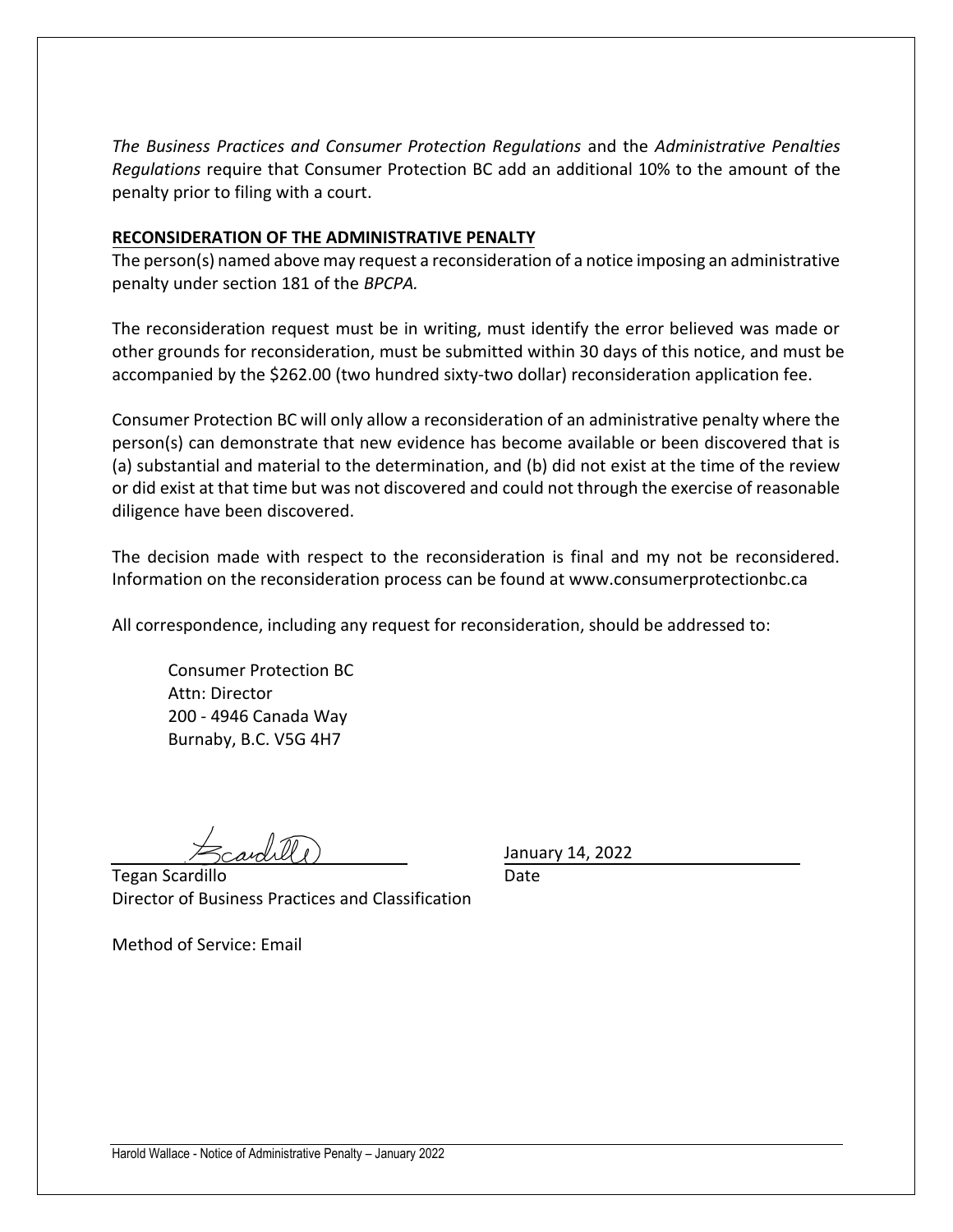*The Business Practices and Consumer Protection Regulations* and the *Administrative Penalties Regulations* require that Consumer Protection BC add an additional 10% to the amount of the penalty prior to filing with a court.

**RECONSIDERATION OF THE ADMINISTRATIVE PENALTY**

The person(s) named above may request a reconsideration of a notice imposing an administrative penalty under section 181 of the *BPCPA.*

The reconsideration request must be in writing, must identify the error believed was made or other grounds for reconsideration, must be submitted within 30 days of this notice, and must be accompanied by the $262.00 (two hundred sixty-two dollar) reconsideration application fee.

Consumer Protection BC will only allow a reconsideration of an administrative penalty where the person(s) can demonstrate that new evidence has become available or been discovered that is (a) substantial and material to the determination, and (b) did not exist at the time of the review or did exist at that time but was not discovered and could not through the exercise of reasonable diligence have been discovered.

The decision made with respect to the reconsideration is final and my not be reconsidered. Information on the reconsideration process can be found at www.consumerprotectionbc.ca

All correspondence, including any request for reconsideration, should be addressed to:

Consumer Protection BC
Attn: Director
200 - 4946 Canada Way
Burnaby, B.C. V5G 4H7

Tegan Scardillo
Director of Business Practices and Classification

January 14, 2022
Date

Method of Service: Email